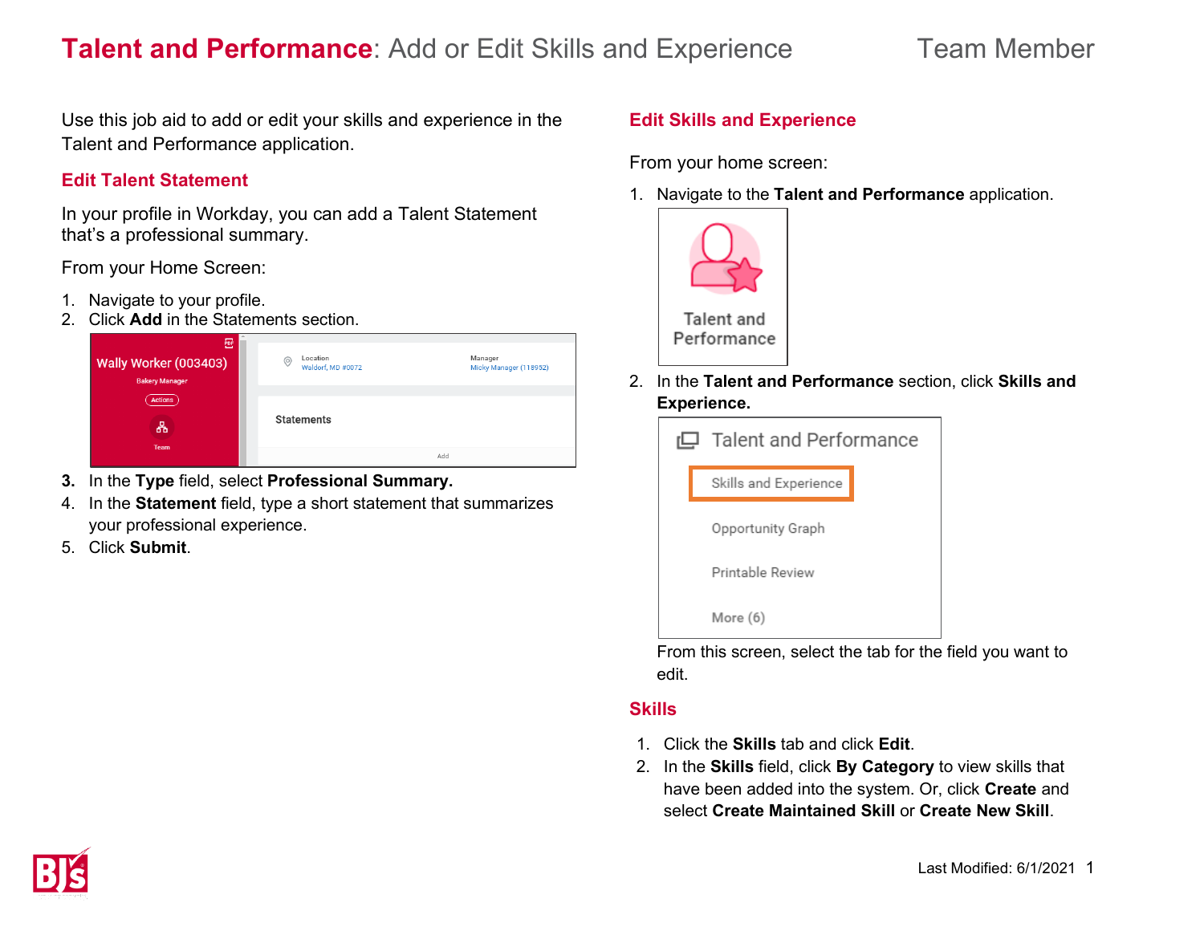# Talent and Performance: Add or Edit Skills and Experience

Team Member

Use this job aid to add or edit your skills and experience in the Talent and Performance application.

## Edit Talent Statement

In your profile in Workday, you can add a Talent Statement that's a professional summary.

From your Home Screen:

1. Navigate to your profile.
2. Click **Add** in the Statements section.
3. In the **Type** field, select **Professional Summary.**
4. In the **Statement** field, type a short statement that summarizes your professional experience.
5. Click **Submit**.

## Edit Skills and Experience

From your home screen:

1. Navigate to the **Talent and Performance** application.
2. In the **Talent and Performance** section, click **Skills and Experience.**

   From this screen, select the tab for the field you want to edit.

## Skills

1. Click the **Skills** tab and click **Edit**.
2. In the **Skills** field, click **By Category** to view skills that have been added into the system. Or, click **Create** and select **Create Maintained Skill** or **Create New Skill**.

Last Modified: 6/1/2021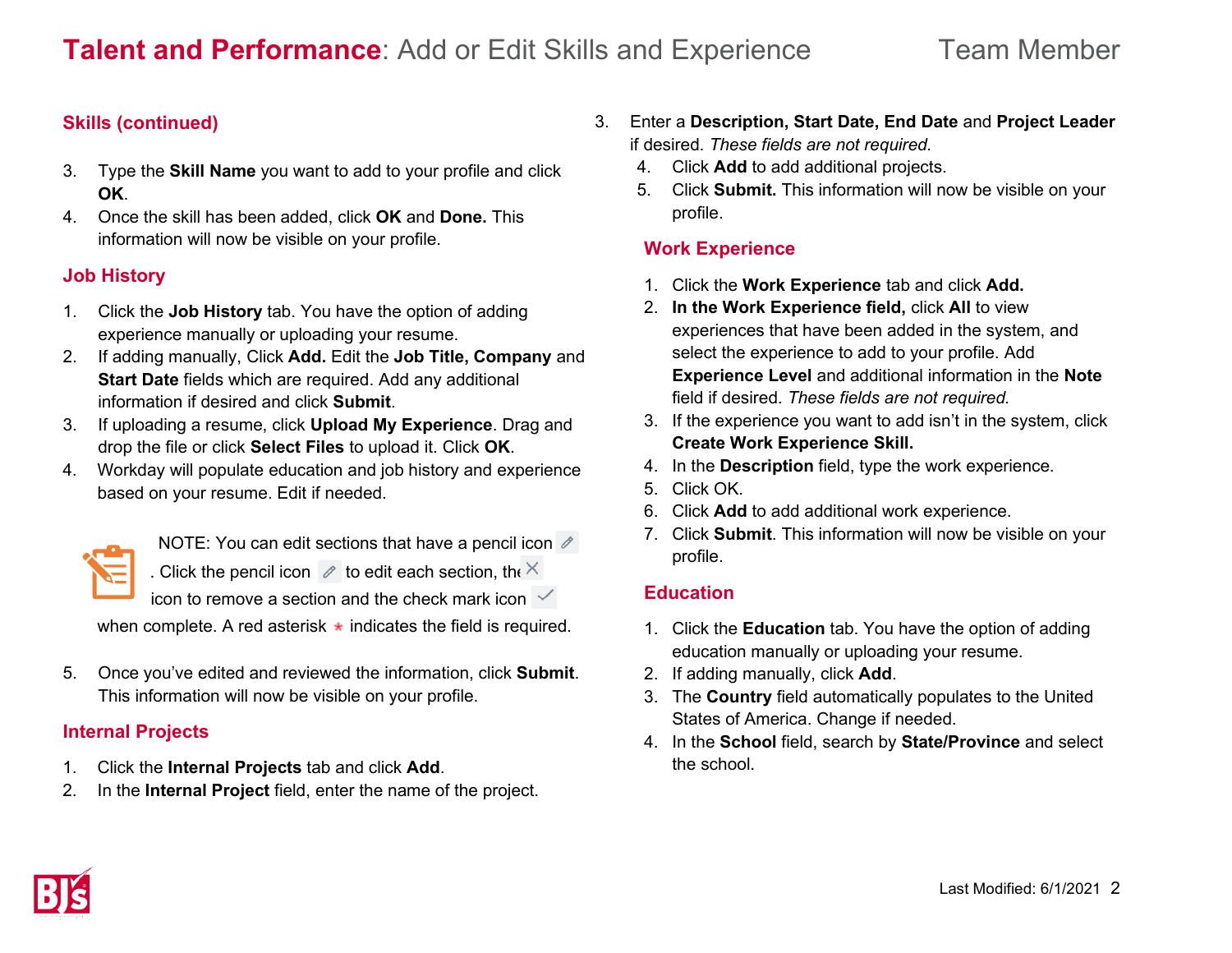## Skills (continued)

3. Type the **Skill Name** you want to add to your profile and click **OK**.
4. Once the skill has been added, click **OK** and **Done.** This information will now be visible on your profile.

## Job History

1. Click the **Job History** tab. You have the option of adding experience manually or uploading your resume.
2. If adding manually, Click **Add.** Edit the **Job Title, Company** and **Start Date** fields which are required. Add any additional information if desired and click **Submit**.
3. If uploading a resume, click **Upload My Experience**. Drag and drop the file or click **Select Files** to upload it. Click **OK**.
4. Workday will populate education and job history and experience based on your resume. Edit if needed.

NOTE: You can edit sections that have a pencil icon . Click the pencil icon to edit each section, the icon to remove a section and the check mark icon when complete. A red asterisk * indicates the field is required.

5. Once you've edited and reviewed the information, click **Submit**. This information will now be visible on your profile.

## Internal Projects

1. Click the **Internal Projects** tab and click **Add**.
2. In the **Internal Project** field, enter the name of the project.
3. Enter a **Description, Start Date, End Date** and **Project Leader** if desired. *These fields are not required.*
4. Click **Add** to add additional projects.
5. Click **Submit.** This information will now be visible on your profile.

## Work Experience

1. Click the **Work Experience** tab and click **Add.**
2. **In the Work Experience field,** click **All** to view experiences that have been added in the system, and select the experience to add to your profile. Add **Experience Level** and additional information in the **Note** field if desired. *These fields are not required.*
3. If the experience you want to add isn't in the system, click **Create Work Experience Skill.**
4. In the **Description** field, type the work experience.
5. Click OK.
6. Click **Add** to add additional work experience.
7. Click **Submit**. This information will now be visible on your profile.

## Education

1. Click the **Education** tab. You have the option of adding education manually or uploading your resume.
2. If adding manually, click **Add**.
3. The **Country** field automatically populates to the United States of America. Change if needed.
4. In the **School** field, search by **State/Province** and select the school.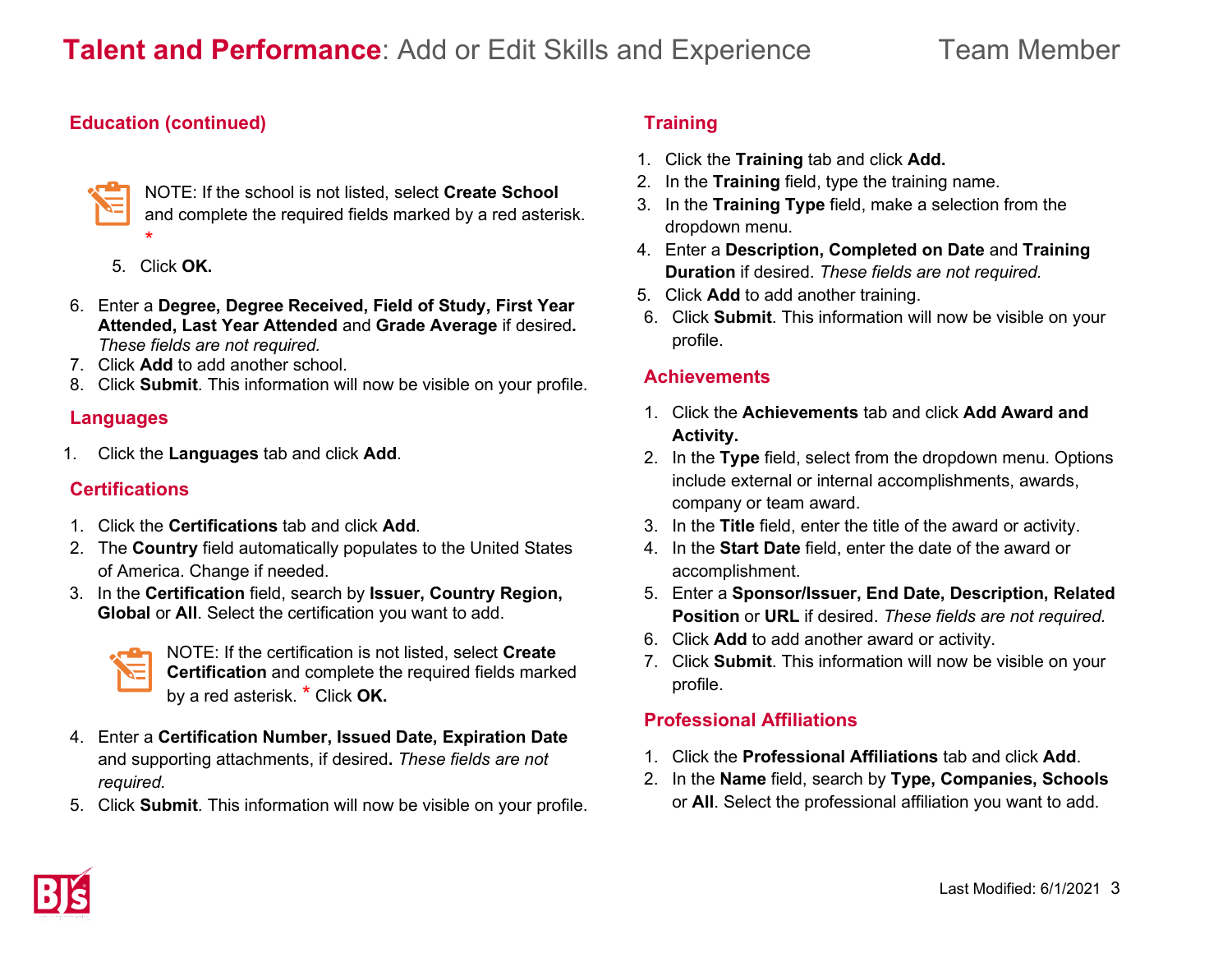## Education (continued)

NOTE: If the school is not listed, select **Create School** and complete the required fields marked by a red asterisk. *

5. Click **OK.**
6. Enter a **Degree, Degree Received, Field of Study, First Year Attended, Last Year Attended** and **Grade Average** if desired**.** *These fields are not required.*
7. Click **Add** to add another school.
8. Click **Submit**. This information will now be visible on your profile.

## Languages

1. Click the **Languages** tab and click **Add**.

## Certifications

1. Click the **Certifications** tab and click **Add**.
2. The **Country** field automatically populates to the United States of America. Change if needed.
3. In the **Certification** field, search by **Issuer, Country Region, Global** or **All**. Select the certification you want to add.

NOTE: If the certification is not listed, select **Create Certification** and complete the required fields marked by a red asterisk. * Click **OK.**

4. Enter a **Certification Number, Issued Date, Expiration Date** and supporting attachments, if desired**.** *These fields are not required.*
5. Click **Submit**. This information will now be visible on your profile.

## Training

1. Click the **Training** tab and click **Add.**
2. In the **Training** field, type the training name.
3. In the **Training Type** field, make a selection from the dropdown menu.
4. Enter a **Description, Completed on Date** and **Training Duration** if desired. *These fields are not required.*
5. Click **Add** to add another training.
6. Click **Submit**. This information will now be visible on your profile.

## Achievements

1. Click the **Achievements** tab and click **Add Award and Activity.**
2. In the **Type** field, select from the dropdown menu. Options include external or internal accomplishments, awards, company or team award.
3. In the **Title** field, enter the title of the award or activity.
4. In the **Start Date** field, enter the date of the award or accomplishment.
5. Enter a **Sponsor/Issuer, End Date, Description, Related Position** or **URL** if desired. *These fields are not required.*
6. Click **Add** to add another award or activity.
7. Click **Submit**. This information will now be visible on your profile.

## Professional Affiliations

1. Click the **Professional Affiliations** tab and click **Add**.
2. In the **Name** field, search by **Type, Companies, Schools** or **All**. Select the professional affiliation you want to add.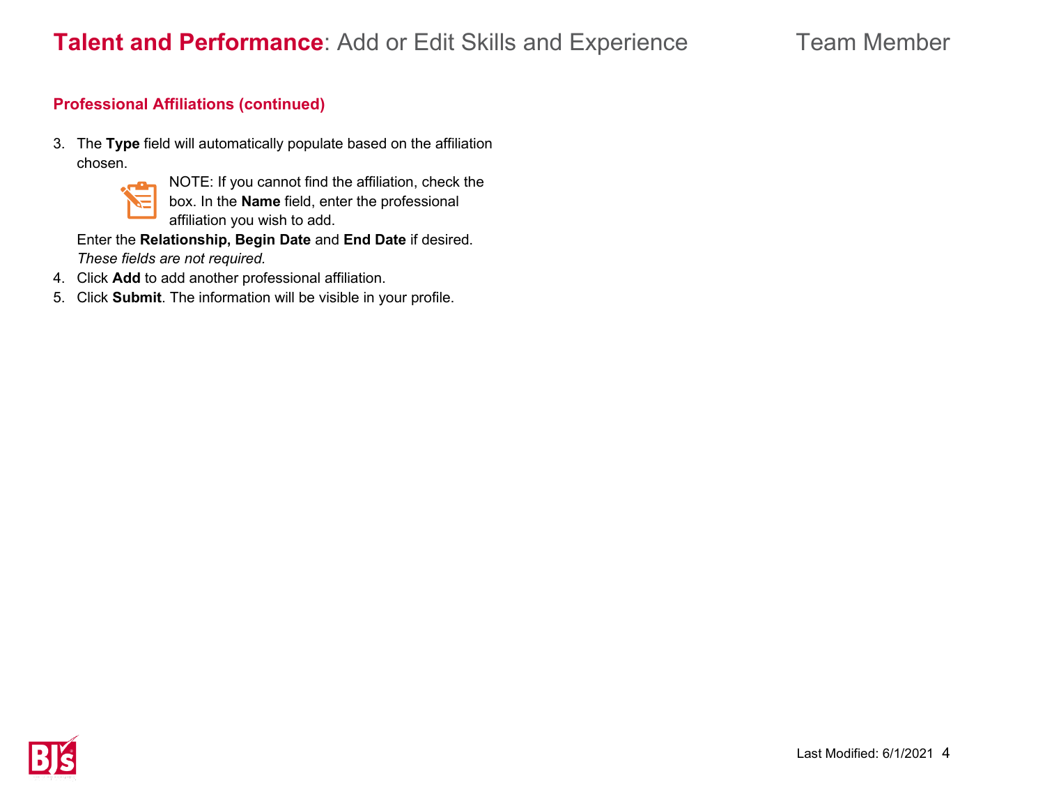## Professional Affiliations (continued)

3. The **Type** field will automatically populate based on the affiliation chosen.

   NOTE: If you cannot find the affiliation, check the box. In the **Name** field, enter the professional affiliation you wish to add.

   Enter the **Relationship, Begin Date** and **End Date** if desired. *These fields are not required.*
4. Click **Add** to add another professional affiliation.
5. Click **Submit**. The information will be visible in your profile.